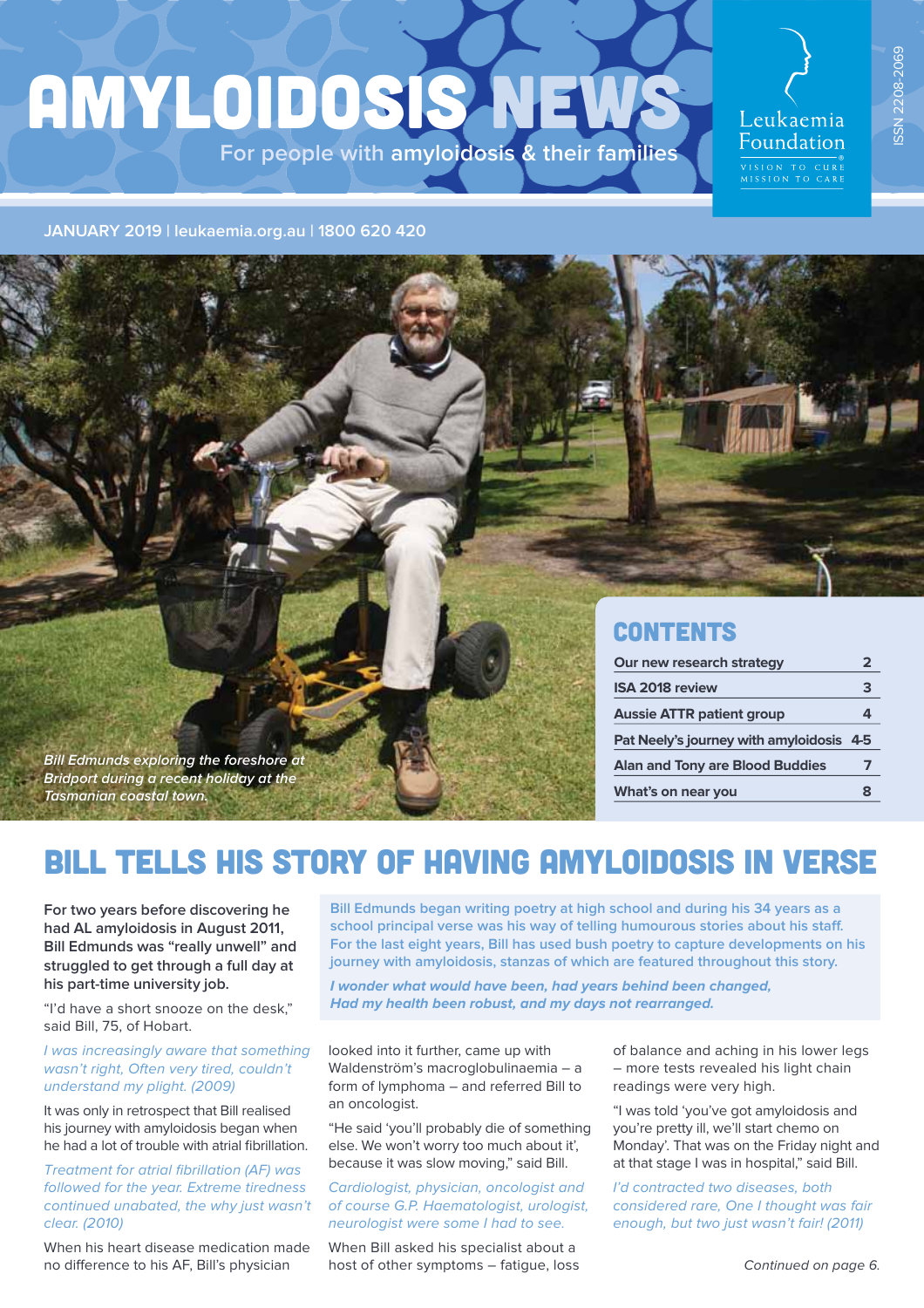# AMYLOIDOSIS NEWS

For people with **amyloidosis & their families**

Leukaemia Foundation

VISION TO CURE
MISSION TO CARE

ISSN 2208-2069

JANUARY 2019 | leukaemia.org.au | 1800 620 420

*Bill Edmunds exploring the foreshore at Bridport during a recent holiday at the Tasmanian coastal town.*

## CONTENTS

| | |
|---|---|
| Our new research strategy | 2 |
| ISA 2018 review | 3 |
| Aussie ATTR patient group | 4 |
| Pat Neely's journey with amyloidosis | 4-5 |
| Alan and Tony are Blood Buddies | 7 |
| What's on near you | 8 |

# BILL TELLS HIS STORY OF HAVING AMYLOIDOSIS IN VERSE

Bill Edmunds began writing poetry at high school and during his 34 years as a school principal verse was his way of telling humourous stories about his staff. For the last eight years, Bill has used bush poetry to capture developments on his journey with amyloidosis, stanzas of which are featured throughout this story.

***I wonder what would have been, had years behind been changed, Had my health been robust, and my days not rearranged.***

**For two years before discovering he had AL amyloidosis in August 2011, Bill Edmunds was "really unwell" and struggled to get through a full day at his part-time university job.**

"I'd have a short snooze on the desk," said Bill, 75, of Hobart.

*I was increasingly aware that something wasn't right, Often very tired, couldn't understand my plight. (2009)*

It was only in retrospect that Bill realised his journey with amyloidosis began when he had a lot of trouble with atrial fibrillation.

*Treatment for atrial fibrillation (AF) was followed for the year. Extreme tiredness continued unabated, the why just wasn't clear. (2010)*

When his heart disease medication made no difference to his AF, Bill's physician looked into it further, came up with Waldenström's macroglobulinaemia – a form of lymphoma – and referred Bill to an oncologist.

"He said 'you'll probably die of something else. We won't worry too much about it', because it was slow moving," said Bill.

*Cardiologist, physician, oncologist and of course G.P. Haematologist, urologist, neurologist were some I had to see.*

When Bill asked his specialist about a host of other symptoms – fatigue, loss of balance and aching in his lower legs – more tests revealed his light chain readings were very high.

"I was told 'you've got amyloidosis and you're pretty ill, we'll start chemo on Monday'. That was on the Friday night and at that stage I was in hospital," said Bill.

*I'd contracted two diseases, both considered rare, One I thought was fair enough, but two just wasn't fair! (2011)*

*Continued on page 6.*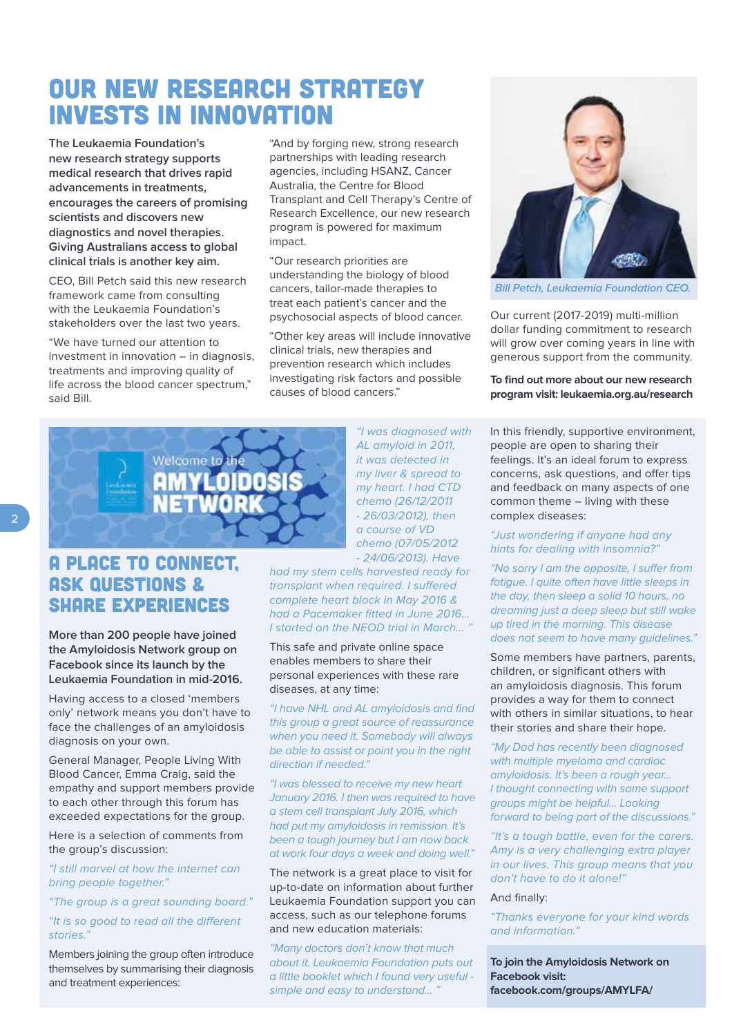# OUR NEW RESEARCH STRATEGY INVESTS IN INNOVATION

**The Leukaemia Foundation's new research strategy supports medical research that drives rapid advancements in treatments, encourages the careers of promising scientists and discovers new diagnostics and novel therapies. Giving Australians access to global clinical trials is another key aim.**

CEO, Bill Petch said this new research framework came from consulting with the Leukaemia Foundation's stakeholders over the last two years.

"We have turned our attention to investment in innovation – in diagnosis, treatments and improving quality of life across the blood cancer spectrum," said Bill.

"And by forging new, strong research partnerships with leading research agencies, including HSANZ, Cancer Australia, the Centre for Blood Transplant and Cell Therapy's Centre of Research Excellence, our new research program is powered for maximum impact.

"Our research priorities are understanding the biology of blood cancers, tailor-made therapies to treat each patient's cancer and the psychosocial aspects of blood cancer.

"Other key areas will include innovative clinical trials, new therapies and prevention research which includes investigating risk factors and possible causes of blood cancers."

*Bill Petch, Leukaemia Foundation CEO.*

Our current (2017-2019) multi-million dollar funding commitment to research will grow over coming years in line with generous support from the community.

**To find out more about our new research program visit: leukaemia.org.au/research**

Welcome to the AMYLOIDOSIS NETWORK

## A PLACE TO CONNECT, ASK QUESTIONS & SHARE EXPERIENCES

**More than 200 people have joined the Amyloidosis Network group on Facebook since its launch by the Leukaemia Foundation in mid-2016.**

Having access to a closed 'members only' network means you don't have to face the challenges of an amyloidosis diagnosis on your own.

General Manager, People Living With Blood Cancer, Emma Craig, said the empathy and support members provide to each other through this forum has exceeded expectations for the group.

Here is a selection of comments from the group's discussion:

*"I still marvel at how the internet can bring people together."*

*"The group is a great sounding board."*

*"It is so good to read all the different stories."*

Members joining the group often introduce themselves by summarising their diagnosis and treatment experiences:

*"I was diagnosed with AL amyloid in 2011, it was detected in my liver & spread to my heart. I had CTD chemo (26/12/2011 - 26/03/2012), then a course of VD chemo (07/05/2012 - 24/06/2013). Have had my stem cells harvested ready for transplant when required. I suffered complete heart block in May 2016 & had a Pacemaker fitted in June 2016... I started on the NEOD trial in March... "*

This safe and private online space enables members to share their personal experiences with these rare diseases, at any time:

*"I have NHL and AL amyloidosis and find this group a great source of reassurance when you need it. Somebody will always be able to assist or point you in the right direction if needed."*

*"I was blessed to receive my new heart January 2016. I then was required to have a stem cell transplant July 2016, which had put my amyloidosis in remission. It's been a tough journey but I am now back at work four days a week and doing well."*

The network is a great place to visit for up-to-date on information about further Leukaemia Foundation support you can access, such as our telephone forums and new education materials:

*"Many doctors don't know that much about it. Leukaemia Foundation puts out a little booklet which I found very useful - simple and easy to understand... "*

In this friendly, supportive environment, people are open to sharing their feelings. It's an ideal forum to express concerns, ask questions, and offer tips and feedback on many aspects of one common theme – living with these complex diseases:

*"Just wondering if anyone had any hints for dealing with insomnia?"*

*"No sorry I am the opposite, I suffer from fatigue. I quite often have little sleeps in the day, then sleep a solid 10 hours, no dreaming just a deep sleep but still wake up tired in the morning. This disease does not seem to have many guidelines."*

Some members have partners, parents, children, or significant others with an amyloidosis diagnosis. This forum provides a way for them to connect with others in similar situations, to hear their stories and share their hope.

*"My Dad has recently been diagnosed with multiple myeloma and cardiac amyloidosis. It's been a rough year... I thought connecting with some support groups might be helpful... Looking forward to being part of the discussions."*

*"It's a tough battle, even for the carers. Amy is a very challenging extra player in our lives. This group means that you don't have to do it alone!"*

And finally:

*"Thanks everyone for your kind words and information."*

**To join the Amyloidosis Network on Facebook visit: facebook.com/groups/AMYLFA/**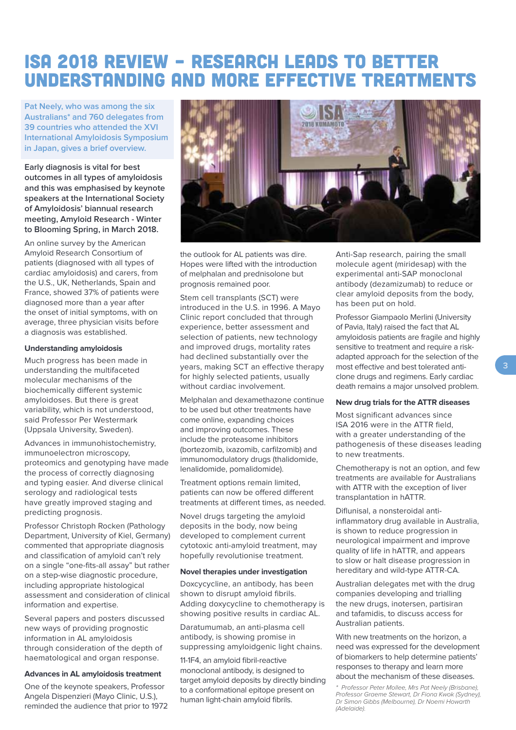# ISA 2018 REVIEW – RESEARCH LEADS TO BETTER UNDERSTANDING AND MORE EFFECTIVE TREATMENTS

Pat Neely, who was among the six Australians* and 760 delegates from 39 countries who attended the XVI International Amyloidosis Symposium in Japan, gives a brief overview.

**Early diagnosis is vital for best outcomes in all types of amyloidosis and this was emphasised by keynote speakers at the International Society of Amyloidosis' biannual research meeting, Amyloid Research - Winter to Blooming Spring, in March 2018.**

An online survey by the American Amyloid Research Consortium of patients (diagnosed with all types of cardiac amyloidosis) and carers, from the U.S., UK, Netherlands, Spain and France, showed 37% of patients were diagnosed more than a year after the onset of initial symptoms, with on average, three physician visits before a diagnosis was established.

### Understanding amyloidosis

Much progress has been made in understanding the multifaceted molecular mechanisms of the biochemically different systemic amyloidoses. But there is great variability, which is not understood, said Professor Per Westermark (Uppsala University, Sweden).

Advances in immunohistochemistry, immunoelectron microscopy, proteomics and genotyping have made the process of correctly diagnosing and typing easier. And diverse clinical serology and radiological tests have greatly improved staging and predicting prognosis.

Professor Christoph Rocken (Pathology Department, University of Kiel, Germany) commented that appropriate diagnosis and classification of amyloid can't rely on a single "one-fits-all assay" but rather on a step-wise diagnostic procedure, including appropriate histological assessment and consideration of clinical information and expertise.

Several papers and posters discussed new ways of providing prognostic information in AL amyloidosis through consideration of the depth of haematological and organ response.

### Advances in AL amyloidosis treatment

One of the keynote speakers, Professor Angela Dispenzieri (Mayo Clinic, U.S.), reminded the audience that prior to 1972 the outlook for AL patients was dire. Hopes were lifted with the introduction of melphalan and prednisolone but prognosis remained poor.

Stem cell transplants (SCT) were introduced in the U.S. in 1996. A Mayo Clinic report concluded that through experience, better assessment and selection of patients, new technology and improved drugs, mortality rates had declined substantially over the years, making SCT an effective therapy for highly selected patients, usually without cardiac involvement.

Melphalan and dexamethazone continue to be used but other treatments have come online, expanding choices and improving outcomes. These include the proteasome inhibitors (bortezomib, ixazomib, carfilzomib) and immunomodulatory drugs (thalidomide, lenalidomide, pomalidomide).

Treatment options remain limited, patients can now be offered different treatments at different times, as needed.

Novel drugs targeting the amyloid deposits in the body, now being developed to complement current cytotoxic anti-amyloid treatment, may hopefully revolutionise treatment.

### Novel therapies under investigation

Doxcycycline, an antibody, has been shown to disrupt amyloid fibrils. Adding doxycycline to chemotherapy is showing positive results in cardiac AL.

Daratumumab, an anti-plasma cell antibody, is showing promise in suppressing amyloidgenic light chains.

11-1F4, an amyloid fibril-reactive monoclonal antibody, is designed to target amyloid deposits by directly binding to a conformational epitope present on human light-chain amyloid fibrils.

Anti-Sap research, pairing the small molecule agent (miridesap) with the experimental anti-SAP monoclonal antibody (dezamizumab) to reduce or clear amyloid deposits from the body, has been put on hold.

Professor Giampaolo Merlini (University of Pavia, Italy) raised the fact that AL amyloidosis patients are fragile and highly sensitive to treatment and require a risk-adapted approach for the selection of the most effective and best tolerated anti-clone drugs and regimens. Early cardiac death remains a major unsolved problem.

### New drug trials for the ATTR diseases

Most significant advances since ISA 2016 were in the ATTR field, with a greater understanding of the pathogenesis of these diseases leading to new treatments.

Chemotherapy is not an option, and few treatments are available for Australians with ATTR with the exception of liver transplantation in hATTR.

Diflunisal, a nonsteroidal anti-inflammatory drug available in Australia, is shown to reduce progression in neurological impairment and improve quality of life in hATTR, and appears to slow or halt disease progression in hereditary and wild-type ATTR-CA.

Australian delegates met with the drug companies developing and trialling the new drugs, inotersen, partisiran and tafamidis, to discuss access for Australian patients.

With new treatments on the horizon, a need was expressed for the development of biomarkers to help determine patients' responses to therapy and learn more about the mechanism of these diseases.

*\* Professor Peter Mollee, Mrs Pat Neely (Brisbane), Professor Graeme Stewart, Dr Fiona Kwok (Sydney), Dr Simon Gibbs (Melbourne), Dr Noemi Howarth (Adelaide).*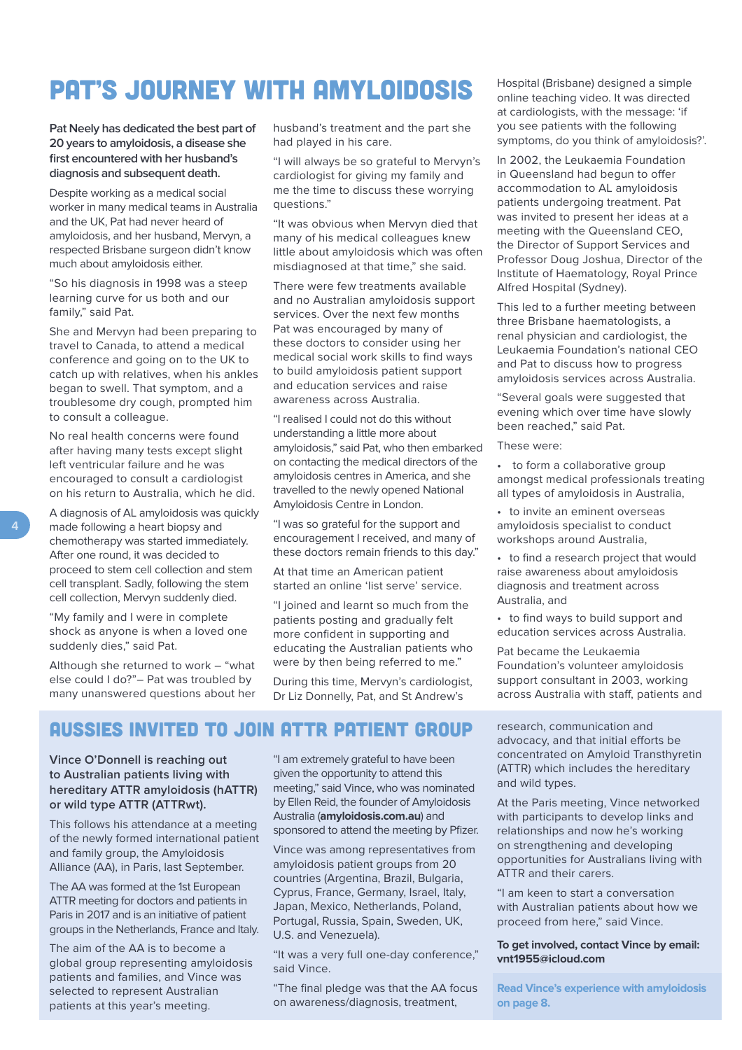# PAT'S JOURNEY WITH AMYLOIDOSIS

**Pat Neely has dedicated the best part of 20 years to amyloidosis, a disease she first encountered with her husband's diagnosis and subsequent death.**

Despite working as a medical social worker in many medical teams in Australia and the UK, Pat had never heard of amyloidosis, and her husband, Mervyn, a respected Brisbane surgeon didn't know much about amyloidosis either.

"So his diagnosis in 1998 was a steep learning curve for us both and our family," said Pat.

She and Mervyn had been preparing to travel to Canada, to attend a medical conference and going on to the UK to catch up with relatives, when his ankles began to swell. That symptom, and a troublesome dry cough, prompted him to consult a colleague.

No real health concerns were found after having many tests except slight left ventricular failure and he was encouraged to consult a cardiologist on his return to Australia, which he did.

A diagnosis of AL amyloidosis was quickly made following a heart biopsy and chemotherapy was started immediately. After one round, it was decided to proceed to stem cell collection and stem cell transplant. Sadly, following the stem cell collection, Mervyn suddenly died.

"My family and I were in complete shock as anyone is when a loved one suddenly dies," said Pat.

Although she returned to work – "what else could I do?"– Pat was troubled by many unanswered questions about her husband's treatment and the part she had played in his care.

"I will always be so grateful to Mervyn's cardiologist for giving my family and me the time to discuss these worrying questions."

"It was obvious when Mervyn died that many of his medical colleagues knew little about amyloidosis which was often misdiagnosed at that time," she said.

There were few treatments available and no Australian amyloidosis support services. Over the next few months Pat was encouraged by many of these doctors to consider using her medical social work skills to find ways to build amyloidosis patient support and education services and raise awareness across Australia.

"I realised I could not do this without understanding a little more about amyloidosis," said Pat, who then embarked on contacting the medical directors of the amyloidosis centres in America, and she travelled to the newly opened National Amyloidosis Centre in London.

"I was so grateful for the support and encouragement I received, and many of these doctors remain friends to this day."

At that time an American patient started an online 'list serve' service.

"I joined and learnt so much from the patients posting and gradually felt more confident in supporting and educating the Australian patients who were by then being referred to me."

During this time, Mervyn's cardiologist, Dr Liz Donnelly, Pat, and St Andrew's Hospital (Brisbane) designed a simple online teaching video. It was directed at cardiologists, with the message: 'if you see patients with the following symptoms, do you think of amyloidosis?'.

In 2002, the Leukaemia Foundation in Queensland had begun to offer accommodation to AL amyloidosis patients undergoing treatment. Pat was invited to present her ideas at a meeting with the Queensland CEO, the Director of Support Services and Professor Doug Joshua, Director of the Institute of Haematology, Royal Prince Alfred Hospital (Sydney).

This led to a further meeting between three Brisbane haematologists, a renal physician and cardiologist, the Leukaemia Foundation's national CEO and Pat to discuss how to progress amyloidosis services across Australia.

"Several goals were suggested that evening which over time have slowly been reached," said Pat.

These were:

- to form a collaborative group amongst medical professionals treating all types of amyloidosis in Australia,
- to invite an eminent overseas amyloidosis specialist to conduct workshops around Australia,
- to find a research project that would raise awareness about amyloidosis diagnosis and treatment across Australia, and
- to find ways to build support and education services across Australia.

Pat became the Leukaemia Foundation's volunteer amyloidosis support consultant in 2003, working across Australia with staff, patients and

# AUSSIES INVITED TO JOIN ATTR PATIENT GROUP

**Vince O'Donnell is reaching out to Australian patients living with hereditary ATTR amyloidosis (hATTR) or wild type ATTR (ATTRwt).**

This follows his attendance at a meeting of the newly formed international patient and family group, the Amyloidosis Alliance (AA), in Paris, last September.

The AA was formed at the 1st European ATTR meeting for doctors and patients in Paris in 2017 and is an initiative of patient groups in the Netherlands, France and Italy.

The aim of the AA is to become a global group representing amyloidosis patients and families, and Vince was selected to represent Australian patients at this year's meeting.

"I am extremely grateful to have been given the opportunity to attend this meeting," said Vince, who was nominated by Ellen Reid, the founder of Amyloidosis Australia (**amyloidosis.com.au**) and sponsored to attend the meeting by Pfizer.

Vince was among representatives from amyloidosis patient groups from 20 countries (Argentina, Brazil, Bulgaria, Cyprus, France, Germany, Israel, Italy, Japan, Mexico, Netherlands, Poland, Portugal, Russia, Spain, Sweden, UK, U.S. and Venezuela).

"It was a very full one-day conference," said Vince.

"The final pledge was that the AA focus on awareness/diagnosis, treatment, research, communication and advocacy, and that initial efforts be concentrated on Amyloid Transthyretin (ATTR) which includes the hereditary and wild types.

At the Paris meeting, Vince networked with participants to develop links and relationships and now he's working on strengthening and developing opportunities for Australians living with ATTR and their carers.

"I am keen to start a conversation with Australian patients about how we proceed from here," said Vince.

**To get involved, contact Vince by email: vnt1955@icloud.com**

**Read Vince's experience with amyloidosis on page 8.**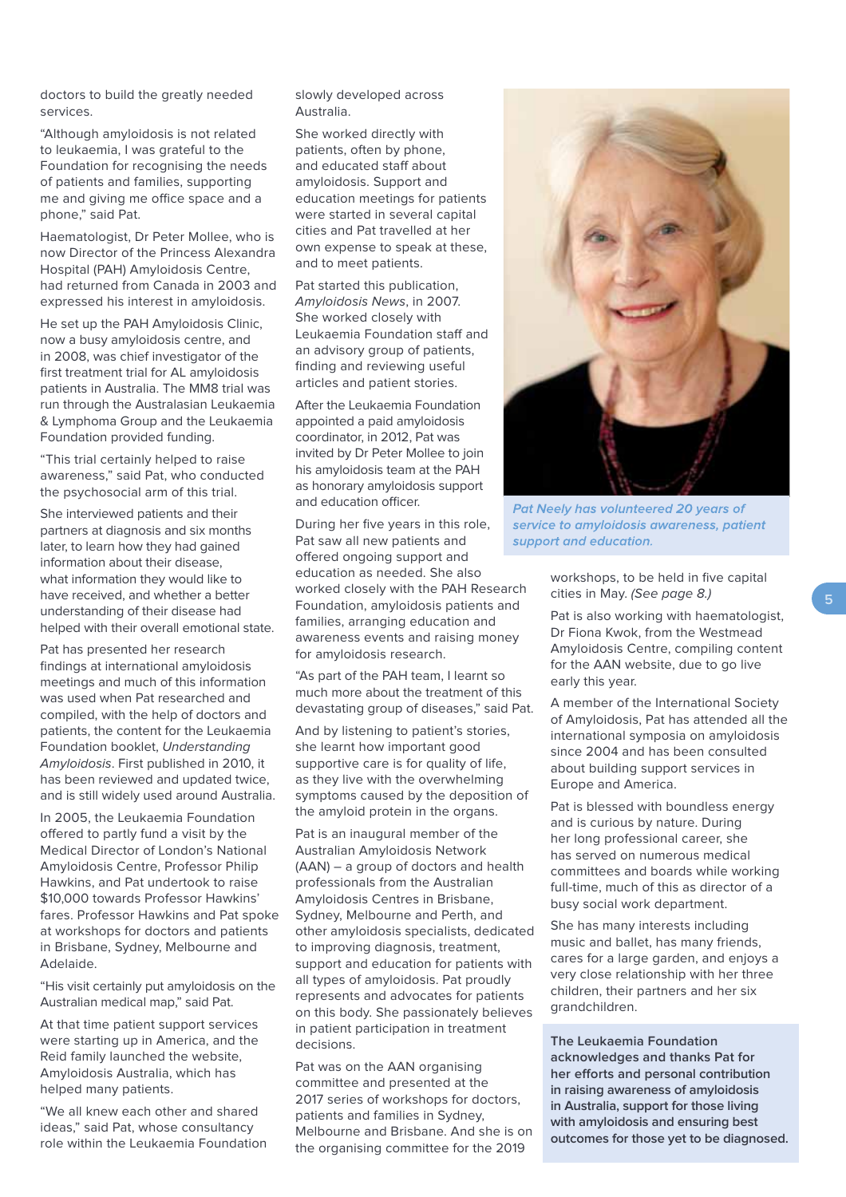doctors to build the greatly needed services.

"Although amyloidosis is not related to leukaemia, I was grateful to the Foundation for recognising the needs of patients and families, supporting me and giving me office space and a phone," said Pat.

Haematologist, Dr Peter Mollee, who is now Director of the Princess Alexandra Hospital (PAH) Amyloidosis Centre, had returned from Canada in 2003 and expressed his interest in amyloidosis.

He set up the PAH Amyloidosis Clinic, now a busy amyloidosis centre, and in 2008, was chief investigator of the first treatment trial for AL amyloidosis patients in Australia. The MM8 trial was run through the Australasian Leukaemia & Lymphoma Group and the Leukaemia Foundation provided funding.

"This trial certainly helped to raise awareness," said Pat, who conducted the psychosocial arm of this trial.

She interviewed patients and their partners at diagnosis and six months later, to learn how they had gained information about their disease, what information they would like to have received, and whether a better understanding of their disease had helped with their overall emotional state.

Pat has presented her research findings at international amyloidosis meetings and much of this information was used when Pat researched and compiled, with the help of doctors and patients, the content for the Leukaemia Foundation booklet, *Understanding Amyloidosis*. First published in 2010, it has been reviewed and updated twice, and is still widely used around Australia.

In 2005, the Leukaemia Foundation offered to partly fund a visit by the Medical Director of London's National Amyloidosis Centre, Professor Philip Hawkins, and Pat undertook to raise $10,000 towards Professor Hawkins' fares. Professor Hawkins and Pat spoke at workshops for doctors and patients in Brisbane, Sydney, Melbourne and Adelaide.

"His visit certainly put amyloidosis on the Australian medical map," said Pat.

At that time patient support services were starting up in America, and the Reid family launched the website, Amyloidosis Australia, which has helped many patients.

"We all knew each other and shared ideas," said Pat, whose consultancy role within the Leukaemia Foundation slowly developed across Australia.

She worked directly with patients, often by phone, and educated staff about amyloidosis. Support and education meetings for patients were started in several capital cities and Pat travelled at her own expense to speak at these, and to meet patients.

Pat started this publication, *Amyloidosis News*, in 2007. She worked closely with Leukaemia Foundation staff and an advisory group of patients, finding and reviewing useful articles and patient stories.

After the Leukaemia Foundation appointed a paid amyloidosis coordinator, in 2012, Pat was invited by Dr Peter Mollee to join his amyloidosis team at the PAH as honorary amyloidosis support and education officer.

*Pat Neely has volunteered 20 years of service to amyloidosis awareness, patient support and education.*

During her five years in this role, Pat saw all new patients and offered ongoing support and education as needed. She also worked closely with the PAH Research Foundation, amyloidosis patients and families, arranging education and awareness events and raising money for amyloidosis research.

"As part of the PAH team, I learnt so much more about the treatment of this devastating group of diseases," said Pat.

And by listening to patient's stories, she learnt how important good supportive care is for quality of life, as they live with the overwhelming symptoms caused by the deposition of the amyloid protein in the organs.

Pat is an inaugural member of the Australian Amyloidosis Network (AAN) – a group of doctors and health professionals from the Australian Amyloidosis Centres in Brisbane, Sydney, Melbourne and Perth, and other amyloidosis specialists, dedicated to improving diagnosis, treatment, support and education for patients with all types of amyloidosis. Pat proudly represents and advocates for patients on this body. She passionately believes in patient participation in treatment decisions.

Pat was on the AAN organising committee and presented at the 2017 series of workshops for doctors, patients and families in Sydney, Melbourne and Brisbane. And she is on the organising committee for the 2019 workshops, to be held in five capital cities in May. *(See page 8.)*

Pat is also working with haematologist, Dr Fiona Kwok, from the Westmead Amyloidosis Centre, compiling content for the AAN website, due to go live early this year.

A member of the International Society of Amyloidosis, Pat has attended all the international symposia on amyloidosis since 2004 and has been consulted about building support services in Europe and America.

Pat is blessed with boundless energy and is curious by nature. During her long professional career, she has served on numerous medical committees and boards while working full-time, much of this as director of a busy social work department.

She has many interests including music and ballet, has many friends, cares for a large garden, and enjoys a very close relationship with her three children, their partners and her six grandchildren.

**The Leukaemia Foundation acknowledges and thanks Pat for her efforts and personal contribution in raising awareness of amyloidosis in Australia, support for those living with amyloidosis and ensuring best outcomes for those yet to be diagnosed.**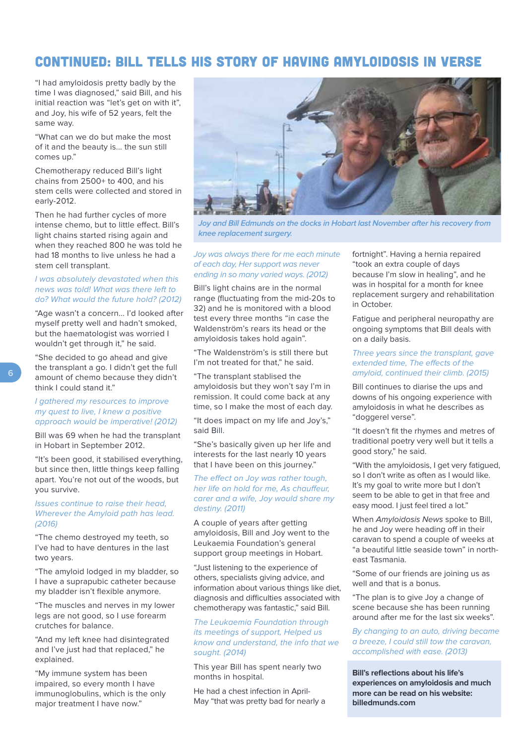# CONTINUED: BILL TELLS HIS STORY OF HAVING AMYLOIDOSIS IN VERSE

"I had amyloidosis pretty badly by the time I was diagnosed," said Bill, and his initial reaction was "let's get on with it", and Joy, his wife of 52 years, felt the same way.

"What can we do but make the most of it and the beauty is... the sun still comes up."

Chemotherapy reduced Bill's light chains from 2500+ to 400, and his stem cells were collected and stored in early-2012.

Then he had further cycles of more intense chemo, but to little effect. Bill's light chains started rising again and when they reached 800 he was told he had 18 months to live unless he had a stem cell transplant.

*I was absolutely devastated when this news was told! What was there left to do? What would the future hold? (2012)*

"Age wasn't a concern... I'd looked after myself pretty well and hadn't smoked, but the haematologist was worried I wouldn't get through it," he said.

"She decided to go ahead and give the transplant a go. I didn't get the full amount of chemo because they didn't think I could stand it."

*I gathered my resources to improve my quest to live, I knew a positive approach would be imperative! (2012)*

Bill was 69 when he had the transplant in Hobart in September 2012.

"It's been good, it stabilised everything, but since then, little things keep falling apart. You're not out of the woods, but you survive.

*Issues continue to raise their head, Wherever the Amyloid path has lead. (2016)*

"The chemo destroyed my teeth, so I've had to have dentures in the last two years.

"The amyloid lodged in my bladder, so I have a suprapubic catheter because my bladder isn't flexible anymore.

"The muscles and nerves in my lower legs are not good, so I use forearm crutches for balance.

"And my left knee had disintegrated and I've just had that replaced," he explained.

"My immune system has been impaired, so every month I have immunoglobulins, which is the only major treatment I have now."

*Joy and Bill Edmunds on the docks in Hobart last November after his recovery from knee replacement surgery.*

*Joy was always there for me each minute of each day, Her support was never ending in so many varied ways. (2012)*

Bill's light chains are in the normal range (fluctuating from the mid-20s to 32) and he is monitored with a blood test every three months "in case the Waldenström's rears its head or the amyloidosis takes hold again".

"The Waldenström's is still there but I'm not treated for that," he said.

"The transplant stablised the amyloidosis but they won't say I'm in remission. It could come back at any time, so I make the most of each day.

"It does impact on my life and Joy's," said Bill.

"She's basically given up her life and interests for the last nearly 10 years that I have been on this journey."

*The effect on Joy was rather tough, her life on hold for me, As chauffeur, carer and a wife, Joy would share my destiny. (2011)*

A couple of years after getting amyloidosis, Bill and Joy went to the Leukaemia Foundation's general support group meetings in Hobart.

"Just listening to the experience of others, specialists giving advice, and information about various things like diet, diagnosis and difficulties associated with chemotherapy was fantastic," said Bill.

*The Leukaemia Foundation through its meetings of support, Helped us know and understand, the info that we sought. (2014)*

This year Bill has spent nearly two months in hospital.

He had a chest infection in April-May "that was pretty bad for nearly a fortnight". Having a hernia repaired "took an extra couple of days because I'm slow in healing", and he was in hospital for a month for knee replacement surgery and rehabilitation in October.

Fatigue and peripheral neuropathy are ongoing symptoms that Bill deals with on a daily basis.

*Three years since the transplant, gave extended time, The effects of the amyloid, continued their climb. (2015)*

Bill continues to diarise the ups and downs of his ongoing experience with amyloidosis in what he describes as "doggerel verse".

"It doesn't fit the rhymes and metres of traditional poetry very well but it tells a good story," he said.

"With the amyloidosis, I get very fatigued, so I don't write as often as I would like. It's my goal to write more but I don't seem to be able to get in that free and easy mood. I just feel tired a lot."

When *Amyloidosis News* spoke to Bill, he and Joy were heading off in their caravan to spend a couple of weeks at "a beautiful little seaside town" in north-east Tasmania.

"Some of our friends are joining us as well and that is a bonus.

"The plan is to give Joy a change of scene because she has been running around after me for the last six weeks".

*By changing to an auto, driving became a breeze, I could still tow the caravan, accomplished with ease. (2013)*

**Bill's reflections about his life's experiences on amyloidosis and much more can be read on his website: billedmunds.com**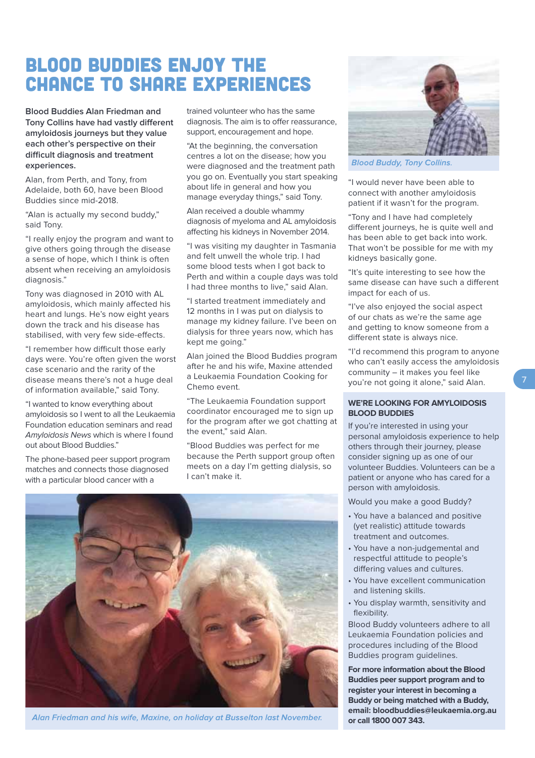# BLOOD BUDDIES ENJOY THE CHANCE TO SHARE EXPERIENCES

**Blood Buddies Alan Friedman and Tony Collins have had vastly different amyloidosis journeys but they value each other's perspective on their difficult diagnosis and treatment experiences.**

Alan, from Perth, and Tony, from Adelaide, both 60, have been Blood Buddies since mid-2018.

"Alan is actually my second buddy," said Tony.

"I really enjoy the program and want to give others going through the disease a sense of hope, which I think is often absent when receiving an amyloidosis diagnosis."

Tony was diagnosed in 2010 with AL amyloidosis, which mainly affected his heart and lungs. He's now eight years down the track and his disease has stabilised, with very few side-effects.

"I remember how difficult those early days were. You're often given the worst case scenario and the rarity of the disease means there's not a huge deal of information available," said Tony.

"I wanted to know everything about amyloidosis so I went to all the Leukaemia Foundation education seminars and read *Amyloidosis News* which is where I found out about Blood Buddies."

The phone-based peer support program matches and connects those diagnosed with a particular blood cancer with a trained volunteer who has the same diagnosis. The aim is to offer reassurance, support, encouragement and hope.

"At the beginning, the conversation centres a lot on the disease; how you were diagnosed and the treatment path you go on. Eventually you start speaking about life in general and how you manage everyday things," said Tony.

Alan received a double whammy diagnosis of myeloma and AL amyloidosis affecting his kidneys in November 2014.

"I was visiting my daughter in Tasmania and felt unwell the whole trip. I had some blood tests when I got back to Perth and within a couple days was told I had three months to live," said Alan.

"I started treatment immediately and 12 months in I was put on dialysis to manage my kidney failure. I've been on dialysis for three years now, which has kept me going."

Alan joined the Blood Buddies program after he and his wife, Maxine attended a Leukaemia Foundation Cooking for Chemo event.

"The Leukaemia Foundation support coordinator encouraged me to sign up for the program after we got chatting at the event," said Alan.

"Blood Buddies was perfect for me because the Perth support group often meets on a day I'm getting dialysis, so I can't make it.

*Blood Buddy, Tony Collins.*

"I would never have been able to connect with another amyloidosis patient if it wasn't for the program.

"Tony and I have had completely different journeys, he is quite well and has been able to get back into work. That won't be possible for me with my kidneys basically gone.

"It's quite interesting to see how the same disease can have such a different impact for each of us.

"I've also enjoyed the social aspect of our chats as we're the same age and getting to know someone from a different state is always nice.

"I'd recommend this program to anyone who can't easily access the amyloidosis community – it makes you feel like you're not going it alone," said Alan.

*Alan Friedman and his wife, Maxine, on holiday at Busselton last November.*

### WE'RE LOOKING FOR AMYLOIDOSIS BLOOD BUDDIES

If you're interested in using your personal amyloidosis experience to help others through their journey, please consider signing up as one of our volunteer Buddies. Volunteers can be a patient or anyone who has cared for a person with amyloidosis.

Would you make a good Buddy?

- You have a balanced and positive (yet realistic) attitude towards treatment and outcomes.
- You have a non-judgemental and respectful attitude to people's differing values and cultures.
- You have excellent communication and listening skills.
- You display warmth, sensitivity and flexibility.

Blood Buddy volunteers adhere to all Leukaemia Foundation policies and procedures including of the Blood Buddies program guidelines.

**For more information about the Blood Buddies peer support program and to register your interest in becoming a Buddy or being matched with a Buddy, email: bloodbuddies@leukaemia.org.au or call 1800 007 343.**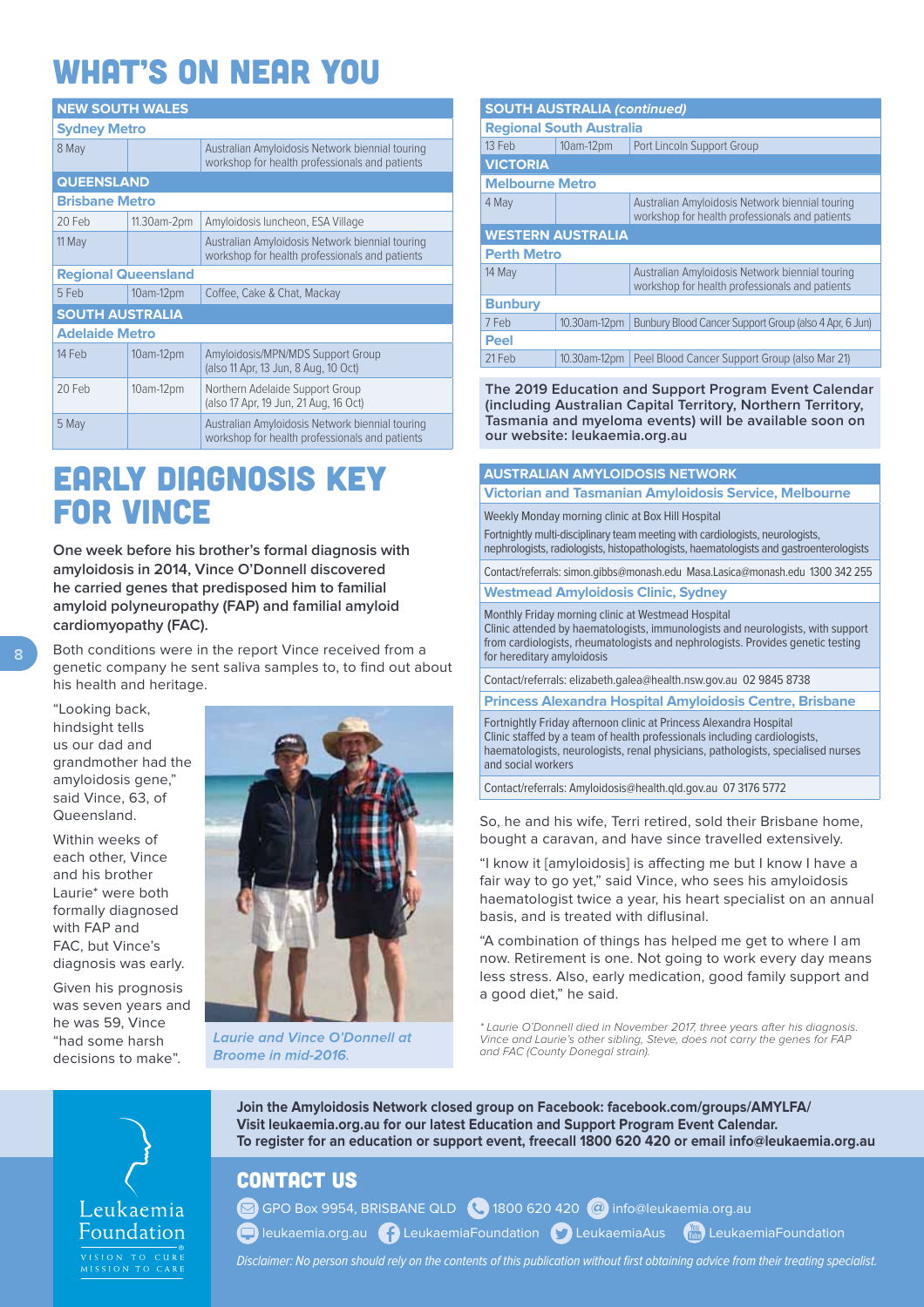# WHAT'S ON NEAR YOU

| | | |
|---|---|---|
| **NEW SOUTH WALES** | | |
| **Sydney Metro** | | |
| 8 May | | Australian Amyloidosis Network biennial touring workshop for health professionals and patients |
| **QUEENSLAND** | | |
| **Brisbane Metro** | | |
| 20 Feb | 11.30am-2pm | Amyloidosis luncheon, ESA Village |
| 11 May | | Australian Amyloidosis Network biennial touring workshop for health professionals and patients |
| **Regional Queensland** | | |
| 5 Feb | 10am-12pm | Coffee, Cake & Chat, Mackay |
| **SOUTH AUSTRALIA** | | |
| **Adelaide Metro** | | |
| 14 Feb | 10am-12pm | Amyloidosis/MPN/MDS Support Group (also 11 Apr, 13 Jun, 8 Aug, 10 Oct) |
| 20 Feb | 10am-12pm | Northern Adelaide Support Group (also 17 Apr, 19 Jun, 21 Aug, 16 Oct) |
| 5 May | | Australian Amyloidosis Network biennial touring workshop for health professionals and patients |
| **SOUTH AUSTRALIA *(continued)*** | | |
| **Regional South Australia** | | |
| 13 Feb | 10am-12pm | Port Lincoln Support Group |
| **VICTORIA** | | |
| **Melbourne Metro** | | |
| 4 May | | Australian Amyloidosis Network biennial touring workshop for health professionals and patients |
| **WESTERN AUSTRALIA** | | |
| **Perth Metro** | | |
| 14 May | | Australian Amyloidosis Network biennial touring workshop for health professionals and patients |
| **Bunbury** | | |
| 7 Feb | 10.30am-12pm | Bunbury Blood Cancer Support Group (also 4 Apr, 6 Jun) |
| **Peel** | | |
| 21 Feb | 10.30am-12pm | Peel Blood Cancer Support Group (also Mar 21) |

**The 2019 Education and Support Program Event Calendar (including Australian Capital Territory, Northern Territory, Tasmania and myeloma events) will be available soon on our website: leukaemia.org.au**

# EARLY DIAGNOSIS KEY FOR VINCE

**One week before his brother's formal diagnosis with amyloidosis in 2014, Vince O'Donnell discovered he carried genes that predisposed him to familial amyloid polyneuropathy (FAP) and familial amyloid cardiomyopathy (FAC).**

Both conditions were in the report Vince received from a genetic company he sent saliva samples to, to find out about his health and heritage.

"Looking back, hindsight tells us our dad and grandmother had the amyloidosis gene," said Vince, 63, of Queensland.

Within weeks of each other, Vince and his brother Laurie* were both formally diagnosed with FAP and FAC, but Vince's diagnosis was early.

Given his prognosis was seven years and he was 59, Vince "had some harsh decisions to make".

*Laurie and Vince O'Donnell at Broome in mid-2016.*

So, he and his wife, Terri retired, sold their Brisbane home, bought a caravan, and have since travelled extensively.

"I know it [amyloidosis] is affecting me but I know I have a fair way to go yet," said Vince, who sees his amyloidosis haematologist twice a year, his heart specialist on an annual basis, and is treated with diflusinal.

"A combination of things has helped me get to where I am now. Retirement is one. Not going to work every day means less stress. Also, early medication, good family support and a good diet," he said.

*\* Laurie O'Donnell died in November 2017, three years after his diagnosis. Vince and Laurie's other sibling, Steve, does not carry the genes for FAP and FAC (County Donegal strain).*

## AUSTRALIAN AMYLOIDOSIS NETWORK

**Victorian and Tasmanian Amyloidosis Service, Melbourne**

Weekly Monday morning clinic at Box Hill Hospital

Fortnightly multi-disciplinary team meeting with cardiologists, neurologists, nephrologists, radiologists, histopathologists, haematologists and gastroenterologists

Contact/referrals: simon.gibbs@monash.edu Masa.Lasica@monash.edu 1300 342 255

**Westmead Amyloidosis Clinic, Sydney**

Monthly Friday morning clinic at Westmead Hospital

Clinic attended by haematologists, immunologists and neurologists, with support from cardiologists, rheumatologists and nephrologists. Provides genetic testing for hereditary amyloidosis

Contact/referrals: elizabeth.galea@health.nsw.gov.au 02 9845 8738

**Princess Alexandra Hospital Amyloidosis Centre, Brisbane**

Fortnightly Friday afternoon clinic at Princess Alexandra Hospital

Clinic staffed by a team of health professionals including cardiologists, haematologists, neurologists, renal physicians, pathologists, specialised nurses and social workers

Contact/referrals: Amyloidosis@health.qld.gov.au 07 3176 5772

**Join the Amyloidosis Network closed group on Facebook: facebook.com/groups/AMYLFA/**
**Visit leukaemia.org.au for our latest Education and Support Program Event Calendar.**
**To register for an education or support event, freecall 1800 620 420 or email info@leukaemia.org.au**

## CONTACT US

GPO Box 9954, BRISBANE QLD | 1800 620 420 | info@leukaemia.org.au

leukaemia.org.au | LeukaemiaFoundation | LeukaemiaAus | LeukaemiaFoundation

*Disclaimer: No person should rely on the contents of this publication without first obtaining advice from their treating specialist.*

Leukaemia Foundation
VISION TO CURE
MISSION TO CARE